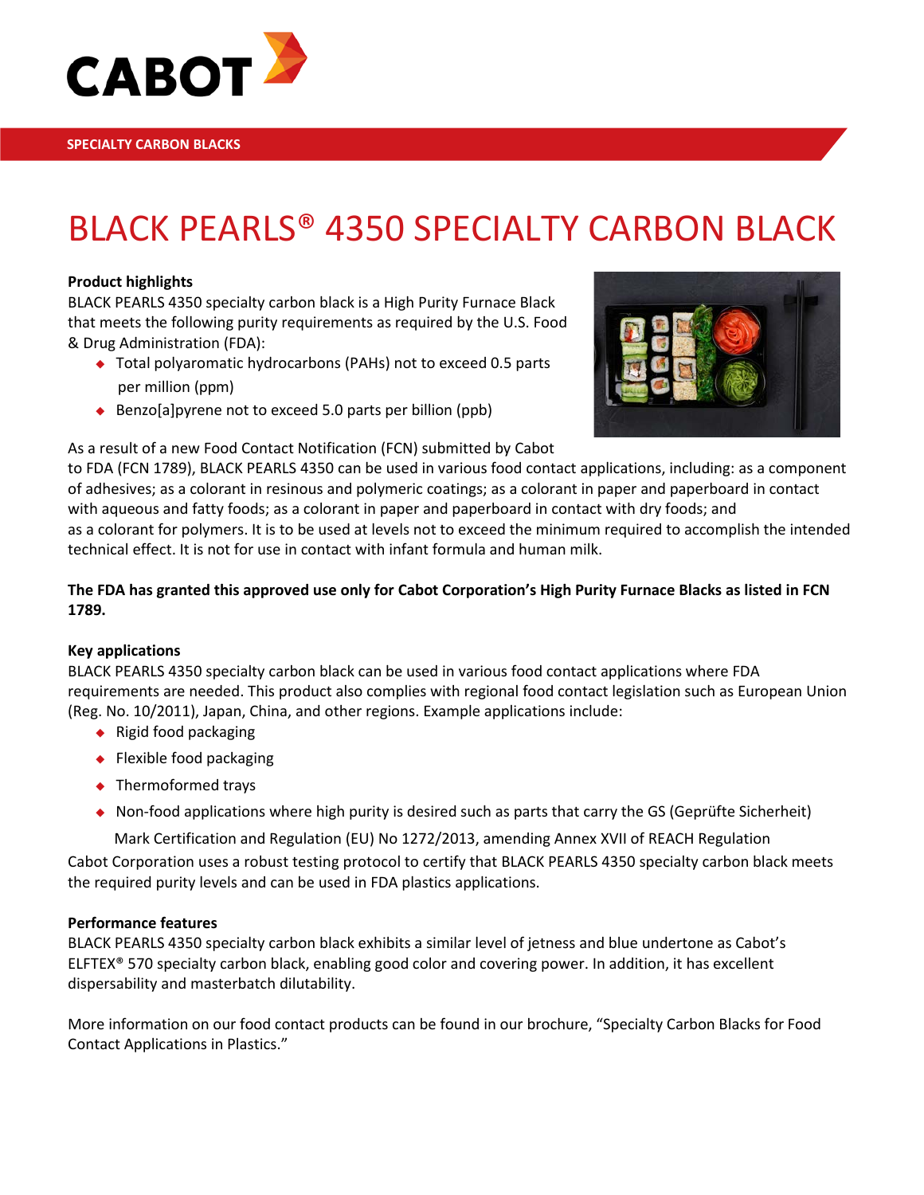CABOT

SPECIALTY CARBON BLACKS

# BLACK PEARLS® 4350 SPECIALTY CARBON BLACK

**Product highlights**

BLACK PEARLS 4350 specialty carbon black is a High Purity Furnace Black that meets the following purity requirements as required by the U.S. Food & Drug Administration (FDA):

- Total polyaromatic hydrocarbons (PAHs) not to exceed 0.5 parts per million (ppm)
- Benzo[a]pyrene not to exceed 5.0 parts per billion (ppb)

As a result of a new Food Contact Notification (FCN) submitted by Cabot to FDA (FCN 1789), BLACK PEARLS 4350 can be used in various food contact applications, including: as a component of adhesives; as a colorant in resinous and polymeric coatings; as a colorant in paper and paperboard in contact with aqueous and fatty foods; as a colorant in paper and paperboard in contact with dry foods; and as a colorant for polymers. It is to be used at levels not to exceed the minimum required to accomplish the intended technical effect. It is not for use in contact with infant formula and human milk.

**The FDA has granted this approved use only for Cabot Corporation's High Purity Furnace Blacks as listed in FCN 1789.**

**Key applications**

BLACK PEARLS 4350 specialty carbon black can be used in various food contact applications where FDA requirements are needed. This product also complies with regional food contact legislation such as European Union (Reg. No. 10/2011), Japan, China, and other regions. Example applications include:

- Rigid food packaging
- Flexible food packaging
- Thermoformed trays
- Non-food applications where high purity is desired such as parts that carry the GS (Geprüfte Sicherheit) Mark Certification and Regulation (EU) No 1272/2013, amending Annex XVII of REACH Regulation

Cabot Corporation uses a robust testing protocol to certify that BLACK PEARLS 4350 specialty carbon black meets the required purity levels and can be used in FDA plastics applications.

**Performance features**

BLACK PEARLS 4350 specialty carbon black exhibits a similar level of jetness and blue undertone as Cabot's ELFTEX® 570 specialty carbon black, enabling good color and covering power. In addition, it has excellent dispersability and masterbatch dilutability.

More information on our food contact products can be found in our brochure, "Specialty Carbon Blacks for Food Contact Applications in Plastics."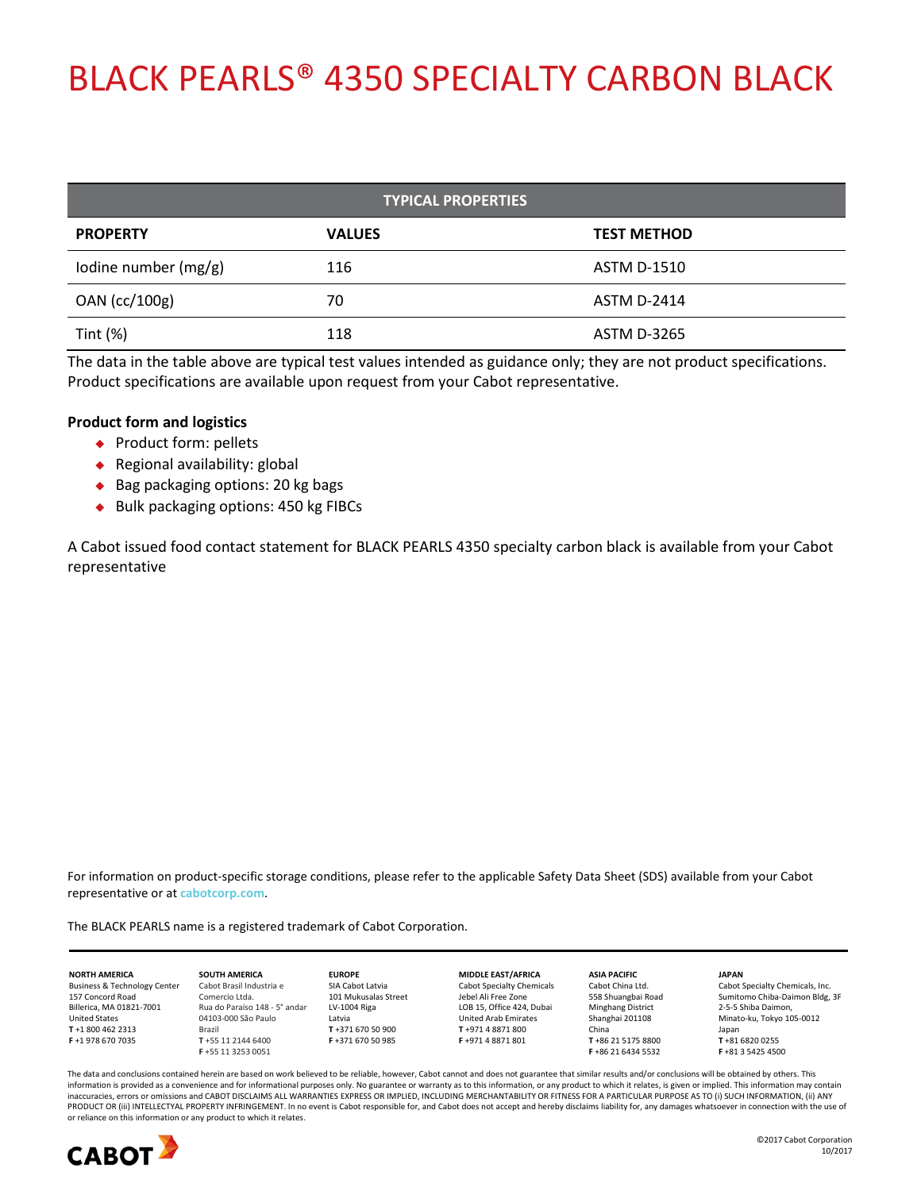# BLACK PEARLS® 4350 SPECIALTY CARBON BLACK

| TYPICAL PROPERTIES | | |
|---|---|---|
| **PROPERTY** | **VALUES** | **TEST METHOD** |
| Iodine number (mg/g) | 116 | ASTM D-1510 |
| OAN (cc/100g) | 70 | ASTM D-2414 |
| Tint (%) | 118 | ASTM D-3265 |

The data in the table above are typical test values intended as guidance only; they are not product specifications. Product specifications are available upon request from your Cabot representative.

**Product form and logistics**

- Product form: pellets
- Regional availability: global
- Bag packaging options: 20 kg bags
- Bulk packaging options: 450 kg FIBCs

A Cabot issued food contact statement for BLACK PEARLS 4350 specialty carbon black is available from your Cabot representative

For information on product-specific storage conditions, please refer to the applicable Safety Data Sheet (SDS) available from your Cabot representative or at cabotcorp.com.

The BLACK PEARLS name is a registered trademark of Cabot Corporation.

**NORTH AMERICA**
Business & Technology Center
157 Concord Road
Billerica, MA 01821-7001
United States
**T** +1 800 462 2313
**F** +1 978 670 7035

**SOUTH AMERICA**
Cabot Brasil Industria e Comercio Ltda.
Rua do Paraíso 148 - 5° andar
04103-000 São Paulo
Brazil
**T** +55 11 2144 6400
**F** +55 11 3253 0051

**EUROPE**
SIA Cabot Latvia
101 Mukusalas Street
LV-1004 Riga
Latvia
**T** +371 670 50 900
**F** +371 670 50 985

**MIDDLE EAST/AFRICA**
Cabot Specialty Chemicals
Jebel Ali Free Zone
LOB 15, Office 424, Dubai
United Arab Emirates
**T** +971 4 8871 800
**F** +971 4 8871 801

**ASIA PACIFIC**
Cabot China Ltd.
558 Shuangbai Road
Minghang District
Shanghai 201108
China
**T** +86 21 5175 8800
**F** +86 21 6434 5532

**JAPAN**
Cabot Specialty Chemicals, Inc.
Sumitomo Chiba-Daimon Bldg, 3F
2-5-5 Shiba Daimon,
Minato-ku, Tokyo 105-0012
Japan
**T** +81 6820 0255
**F** +81 3 5425 4500

The data and conclusions contained herein are based on work believed to be reliable, however, Cabot cannot and does not guarantee that similar results and/or conclusions will be obtained by others. This information is provided as a convenience and for informational purposes only. No guarantee or warranty as to this information, or any product to which it relates, is given or implied. This information may contain inaccuracies, errors or omissions and CABOT DISCLAIMS ALL WARRANTIES EXPRESS OR IMPLIED, INCLUDING MERCHANTABILITY OR FITNESS FOR A PARTICULAR PURPOSE AS TO (i) SUCH INFORMATION, (ii) ANY PRODUCT OR (iii) INTELLECTYAL PROPERTY INFRINGEMENT. In no event is Cabot responsible for, and Cabot does not accept and hereby disclaims liability for, any damages whatsoever in connection with the use of or reliance on this information or any product to which it relates.

CABOT

©2017 Cabot Corporation
10/2017